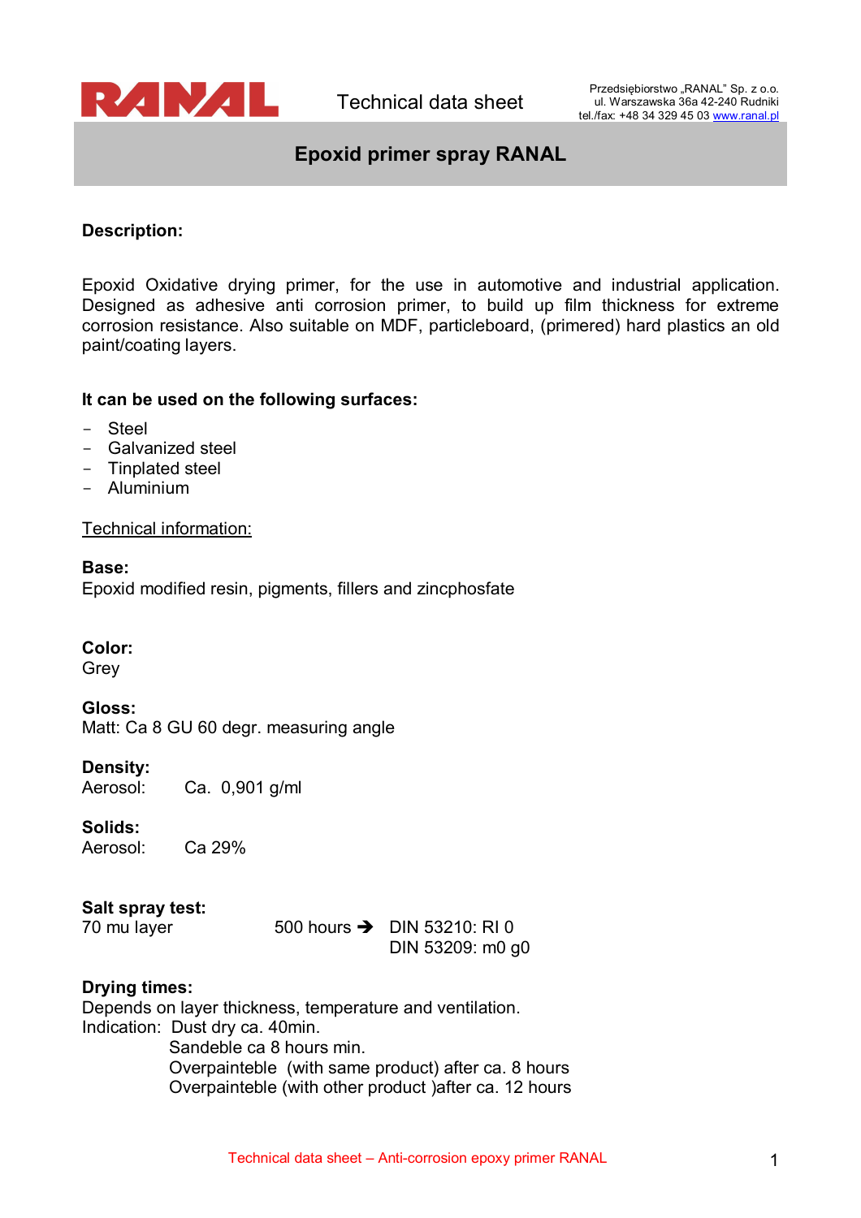RANAL

Technical data sheet

Przedsiębiorstwo „RANAL" Sp. z o.o.
ul. Warszawska 36a 42-240 Rudniki
tel./fax: +48 34 329 45 03 www.ranal.pl

# Epoxid primer spray RANAL

**Description:**

Epoxid Oxidative drying primer, for the use in automotive and industrial application. Designed as adhesive anti corrosion primer, to build up film thickness for extreme corrosion resistance. Also suitable on MDF, particleboard, (primered) hard plastics an old paint/coating layers.

**It can be used on the following surfaces:**

- Steel
- Galvanized steel
- Tinplated steel
- Aluminium

Technical information:

**Base:**
Epoxid modified resin, pigments, fillers and zincphosfate

**Color:**
Grey

**Gloss:**
Matt: Ca 8 GU 60 degr. measuring angle

**Density:**
Aerosol: Ca. 0,901 g/ml

**Solids:**
Aerosol: Ca 29%

**Salt spray test:**
70 mu layer 500 hours ➔ DIN 53210: RI 0
DIN 53209: m0 g0

**Drying times:**
Depends on layer thickness, temperature and ventilation.
Indication: Dust dry ca. 40min.
Sandeble ca 8 hours min.
Overpainteble (with same product) after ca. 8 hours
Overpainteble (with other product )after ca. 12 hours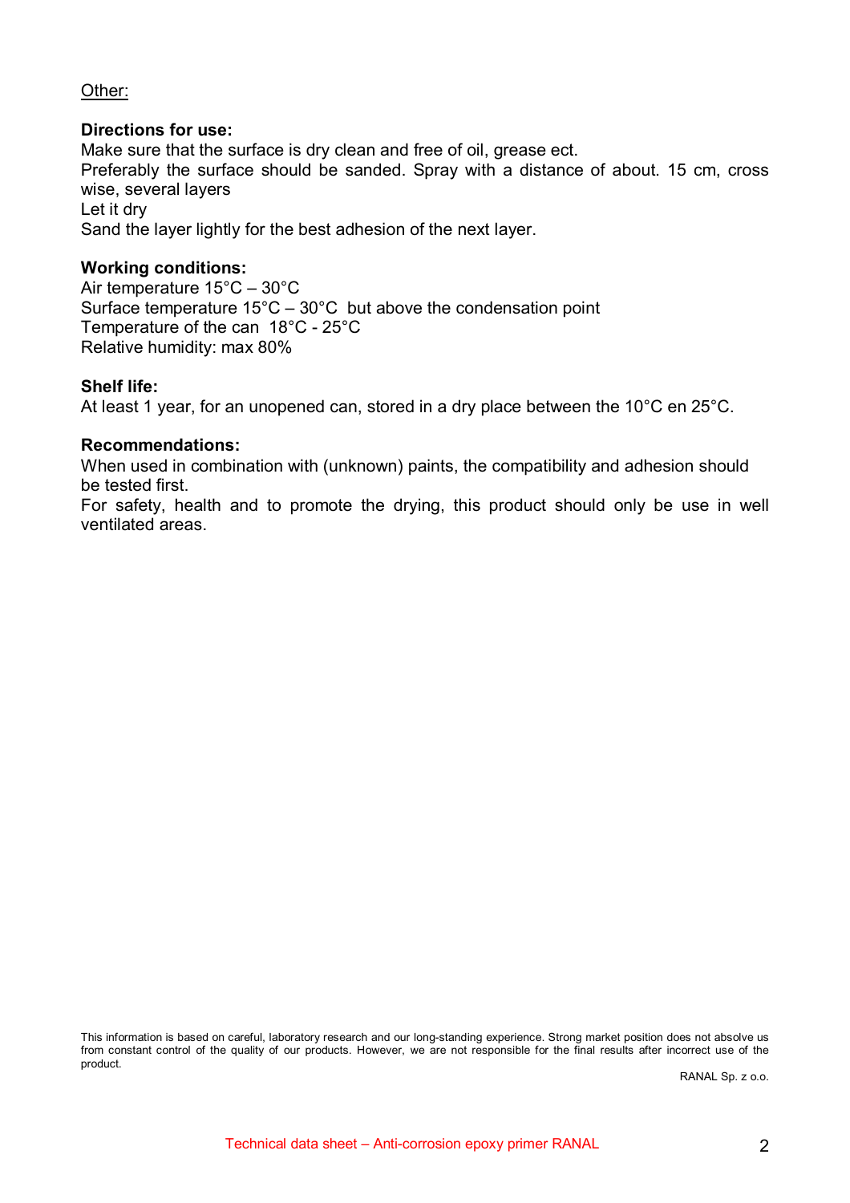Other:

**Directions for use:**
Make sure that the surface is dry clean and free of oil, grease ect.
Preferably the surface should be sanded. Spray with a distance of about. 15 cm, cross wise, several layers
Let it dry
Sand the layer lightly for the best adhesion of the next layer.

**Working conditions:**
Air temperature 15°C – 30°C
Surface temperature 15°C – 30°C but above the condensation point
Temperature of the can 18°C - 25°C
Relative humidity: max 80%

**Shelf life:**
At least 1 year, for an unopened can, stored in a dry place between the 10°C en 25°C.

**Recommendations:**
When used in combination with (unknown) paints, the compatibility and adhesion should be tested first.
For safety, health and to promote the drying, this product should only be use in well ventilated areas.

This information is based on careful, laboratory research and our long-standing experience. Strong market position does not absolve us from constant control of the quality of our products. However, we are not responsible for the final results after incorrect use of the product.

RANAL Sp. z o.o.